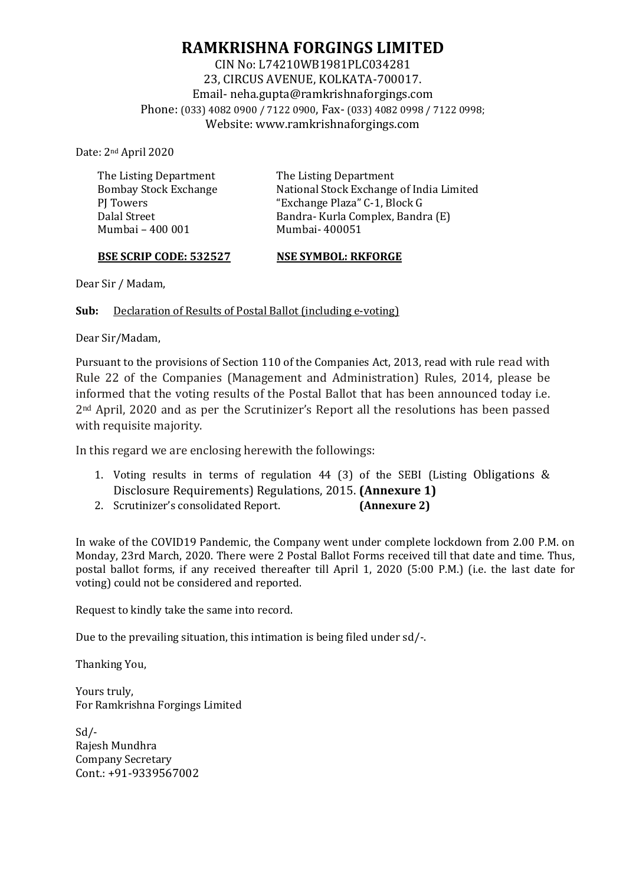# RAMKRISHNA FORGINGS LIMITED

CIN No: L74210WB1981PLC034281
23, CIRCUS AVENUE, KOLKATA-700017.
Email- neha.gupta@ramkrishnaforgings.com
Phone: (033) 4082 0900 / 7122 0900, Fax- (033) 4082 0998 / 7122 0998;
Website: www.ramkrishnaforgings.com

Date: 2nd April 2020

| | |
|---|---|
| The Listing Department | The Listing Department |
| Bombay Stock Exchange | National Stock Exchange of India Limited |
| PJ Towers | "Exchange Plaza" C-1, Block G |
| Dalal Street | Bandra- Kurla Complex, Bandra (E) |
| Mumbai – 400 001 | Mumbai- 400051 |
| **BSE SCRIP CODE: 532527** | **NSE SYMBOL: RKFORGE** |

Dear Sir / Madam,

**Sub:** Declaration of Results of Postal Ballot (including e-voting)

Dear Sir/Madam,

Pursuant to the provisions of Section 110 of the Companies Act, 2013, read with rule read with Rule 22 of the Companies (Management and Administration) Rules, 2014, please be informed that the voting results of the Postal Ballot that has been announced today i.e. 2nd April, 2020 and as per the Scrutinizer's Report all the resolutions has been passed with requisite majority.

In this regard we are enclosing herewith the followings:

1. Voting results in terms of regulation 44 (3) of the SEBI (Listing Obligations & Disclosure Requirements) Regulations, 2015. **(Annexure 1)**
2. Scrutinizer's consolidated Report. **(Annexure 2)**

In wake of the COVID19 Pandemic, the Company went under complete lockdown from 2.00 P.M. on Monday, 23rd March, 2020. There were 2 Postal Ballot Forms received till that date and time. Thus, postal ballot forms, if any received thereafter till April 1, 2020 (5:00 P.M.) (i.e. the last date for voting) could not be considered and reported.

Request to kindly take the same into record.

Due to the prevailing situation, this intimation is being filed under sd/-.

Thanking You,

Yours truly,
For Ramkrishna Forgings Limited

Sd/-
Rajesh Mundhra
Company Secretary
Cont.: +91-9339567002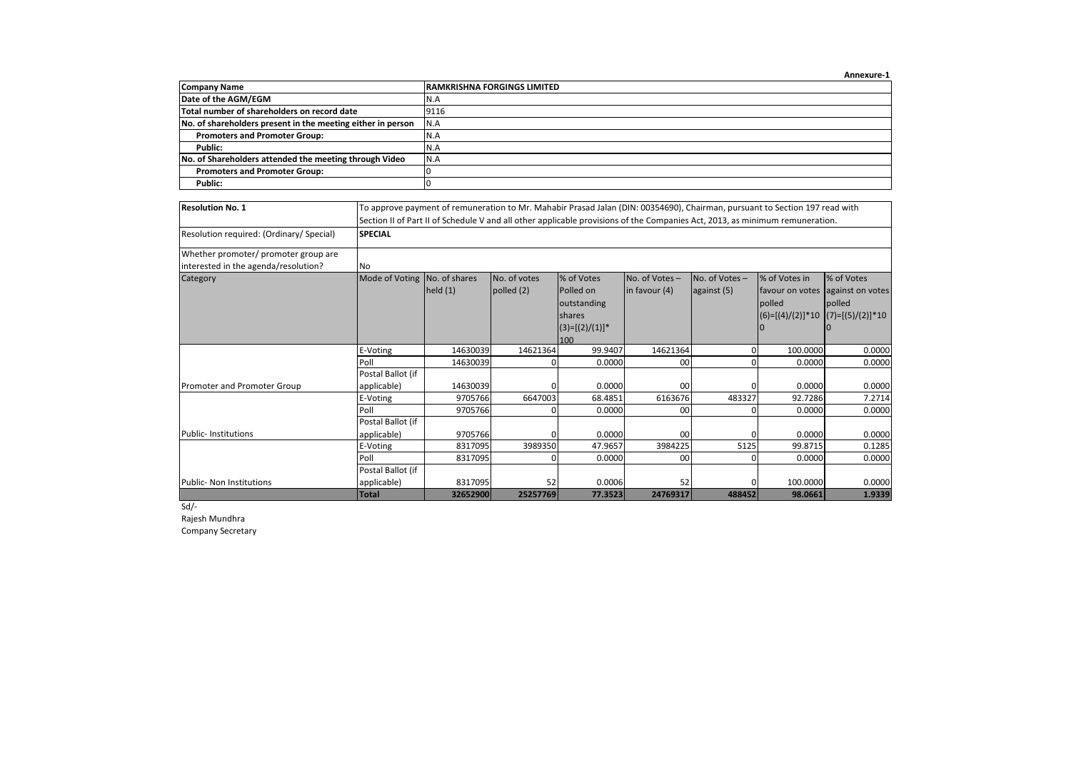Annexure-1

| Company Name | RAMKRISHNA FORGINGS LIMITED |
|---|---|
| Date of the AGM/EGM | N.A |
| Total number of shareholders on record date | 9116 |
| No. of shareholders present in the meeting either in person | N.A |
| Promoters and Promoter Group: | N.A |
| Public: | N.A |
| No. of Shareholders attended the meeting through Video | N.A |
| Promoters and Promoter Group: | 0 |
| Public: | 0 |

| Resolution No. 1 | To approve payment of remuneration to Mr. Mahabir Prasad Jalan (DIN: 00354690), Chairman, pursuant to Section 197 read with Section II of Part II of Schedule V and all other applicable provisions of the Companies Act, 2013, as minimum remuneration. | | | | | | | |
|---|---|---|---|---|---|---|---|---|
| Resolution required: (Ordinary/ Special) | **SPECIAL** | | | | | | | |
| Whether promoter/ promoter group are interested in the agenda/resolution? | No | | | | | | | |
| Category | Mode of Voting | No. of shares held (1) | No. of votes polled (2) | % of Votes Polled on outstanding shares (3)=[(2)/(1)]*100 | No. of Votes – in favour (4) | No. of Votes – against (5) | % of Votes in favour on votes polled (6)=[(4)/(2)]*100 | % of Votes against on votes polled (7)=[(5)/(2)]*100 |
| Promoter and Promoter Group | E-Voting | 14630039 | 14621364 | 99.9407 | 14621364 | 0 | 100.0000 | 0.0000 |
| | Poll | 14630039 | 0 | 0.0000 | 00 | 0 | 0.0000 | 0.0000 |
| | Postal Ballot (if applicable) | 14630039 | 0 | 0.0000 | 00 | 0 | 0.0000 | 0.0000 |
| Public- Institutions | E-Voting | 9705766 | 6647003 | 68.4851 | 6163676 | 483327 | 92.7286 | 7.2714 |
| | Poll | 9705766 | 0 | 0.0000 | 00 | 0 | 0.0000 | 0.0000 |
| | Postal Ballot (if applicable) | 9705766 | 0 | 0.0000 | 00 | 0 | 0.0000 | 0.0000 |
| Public- Non Institutions | E-Voting | 8317095 | 3989350 | 47.9657 | 3984225 | 5125 | 99.8715 | 0.1285 |
| | Poll | 8317095 | 0 | 0.0000 | 00 | 0 | 0.0000 | 0.0000 |
| | Postal Ballot (if applicable) | 8317095 | 52 | 0.0006 | 52 | 0 | 100.0000 | 0.0000 |
| | **Total** | **32652900** | **25257769** | **77.3523** | **24769317** | **488452** | **98.0661** | **1.9339** |

Sd/-

Rajesh Mundhra

Company Secretary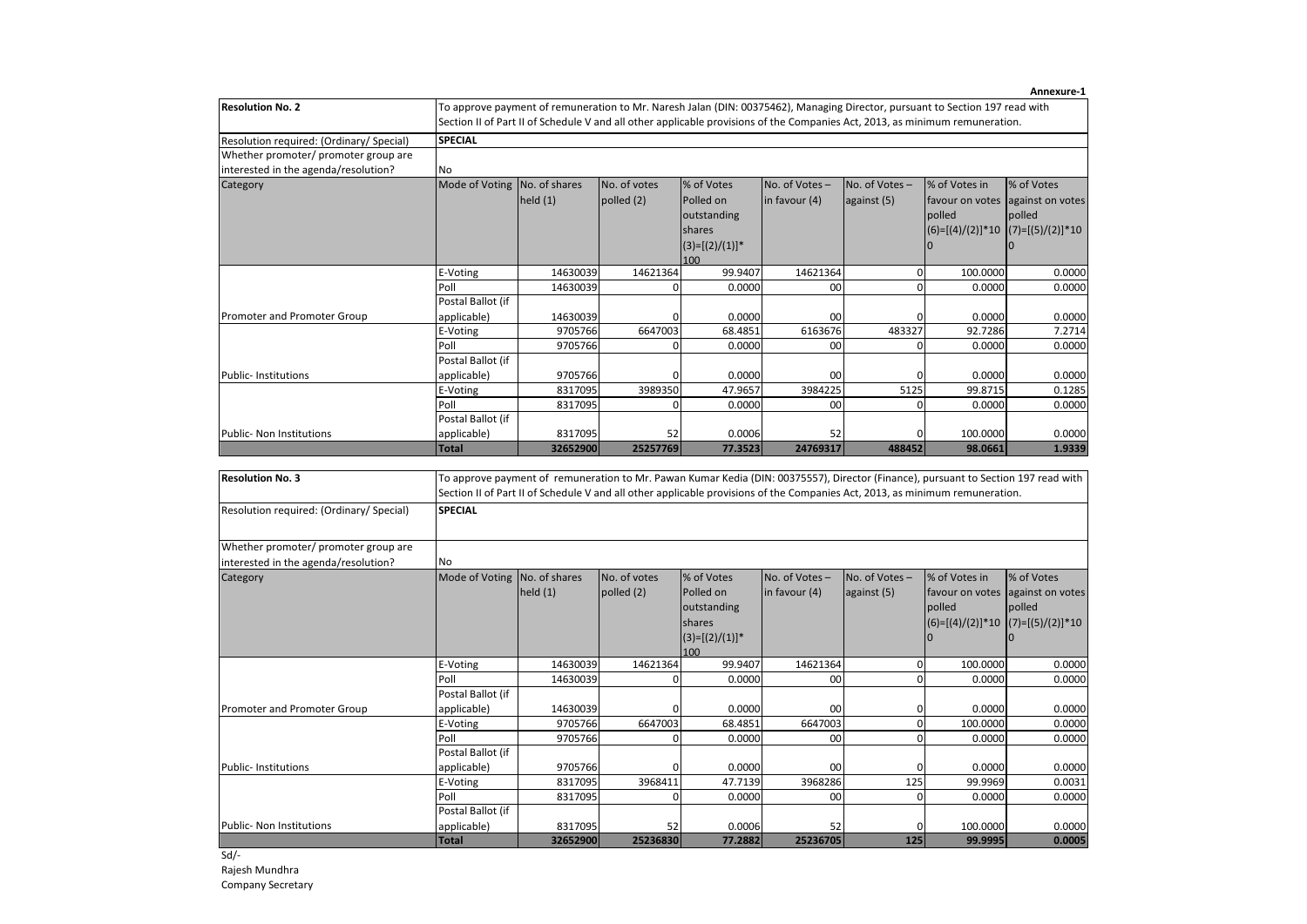**Annexure-1**

| Resolution No. 2 | To approve payment of remuneration to Mr. Naresh Jalan (DIN: 00375462), Managing Director, pursuant to Section 197 read with Section II of Part II of Schedule V and all other applicable provisions of the Companies Act, 2013, as minimum remuneration. | | | | | | |
|---|---|---|---|---|---|---|---|
| Resolution required: (Ordinary/ Special) | **SPECIAL** | | | | | | |
| Whether promoter/ promoter group are interested in the agenda/resolution? | No | | | | | | |
| Category | Mode of Voting | No. of shares held (1) | No. of votes polled (2) | % of Votes Polled on outstanding shares (3)=[(2)/(1)]*100 | No. of Votes – in favour (4) | No. of Votes – against (5) | % of Votes in favour on votes polled (6)=[(4)/(2)]*100 | % of Votes against on votes polled (7)=[(5)/(2)]*100 |
| | E-Voting | 14630039 | 14621364 | 99.9407 | 14621364 | 0 | 100.0000 | 0.0000 |
| | Poll | 14630039 | 0 | 0.0000 | 00 | 0 | 0.0000 | 0.0000 |
| Promoter and Promoter Group | Postal Ballot (if applicable) | 14630039 | 0 | 0.0000 | 00 | 0 | 0.0000 | 0.0000 |
| | E-Voting | 9705766 | 6647003 | 68.4851 | 6163676 | 483327 | 92.7286 | 7.2714 |
| | Poll | 9705766 | 0 | 0.0000 | 00 | 0 | 0.0000 | 0.0000 |
| Public- Institutions | Postal Ballot (if applicable) | 9705766 | 0 | 0.0000 | 00 | 0 | 0.0000 | 0.0000 |
| | E-Voting | 8317095 | 3989350 | 47.9657 | 3984225 | 5125 | 99.8715 | 0.1285 |
| | Poll | 8317095 | 0 | 0.0000 | 00 | 0 | 0.0000 | 0.0000 |
| Public- Non Institutions | Postal Ballot (if applicable) | 8317095 | 52 | 0.0006 | 52 | 0 | 100.0000 | 0.0000 |
| | **Total** | **32652900** | **25257769** | **77.3523** | **24769317** | **488452** | **98.0661** | **1.9339** |

| Resolution No. 3 | To approve payment of remuneration to Mr. Pawan Kumar Kedia (DIN: 00375557), Director (Finance), pursuant to Section 197 read with Section II of Part II of Schedule V and all other applicable provisions of the Companies Act, 2013, as minimum remuneration. | | | | | | |
|---|---|---|---|---|---|---|---|
| Resolution required: (Ordinary/ Special) | **SPECIAL** | | | | | | |
| Whether promoter/ promoter group are interested in the agenda/resolution? | No | | | | | | |
| Category | Mode of Voting | No. of shares held (1) | No. of votes polled (2) | % of Votes Polled on outstanding shares (3)=[(2)/(1)]*100 | No. of Votes – in favour (4) | No. of Votes – against (5) | % of Votes in favour on votes polled (6)=[(4)/(2)]*100 | % of Votes against on votes polled (7)=[(5)/(2)]*100 |
| | E-Voting | 14630039 | 14621364 | 99.9407 | 14621364 | 0 | 100.0000 | 0.0000 |
| | Poll | 14630039 | 0 | 0.0000 | 00 | 0 | 0.0000 | 0.0000 |
| Promoter and Promoter Group | Postal Ballot (if applicable) | 14630039 | 0 | 0.0000 | 00 | 0 | 0.0000 | 0.0000 |
| | E-Voting | 9705766 | 6647003 | 68.4851 | 6647003 | 0 | 100.0000 | 0.0000 |
| | Poll | 9705766 | 0 | 0.0000 | 00 | 0 | 0.0000 | 0.0000 |
| Public- Institutions | Postal Ballot (if applicable) | 9705766 | 0 | 0.0000 | 00 | 0 | 0.0000 | 0.0000 |
| | E-Voting | 8317095 | 3968411 | 47.7139 | 3968286 | 125 | 99.9969 | 0.0031 |
| | Poll | 8317095 | 0 | 0.0000 | 00 | 0 | 0.0000 | 0.0000 |
| Public- Non Institutions | Postal Ballot (if applicable) | 8317095 | 52 | 0.0006 | 52 | 0 | 100.0000 | 0.0000 |
| | **Total** | **32652900** | **25236830** | **77.2882** | **25236705** | **125** | **99.9995** | **0.0005** |

Sd/-
Rajesh Mundhra
Company Secretary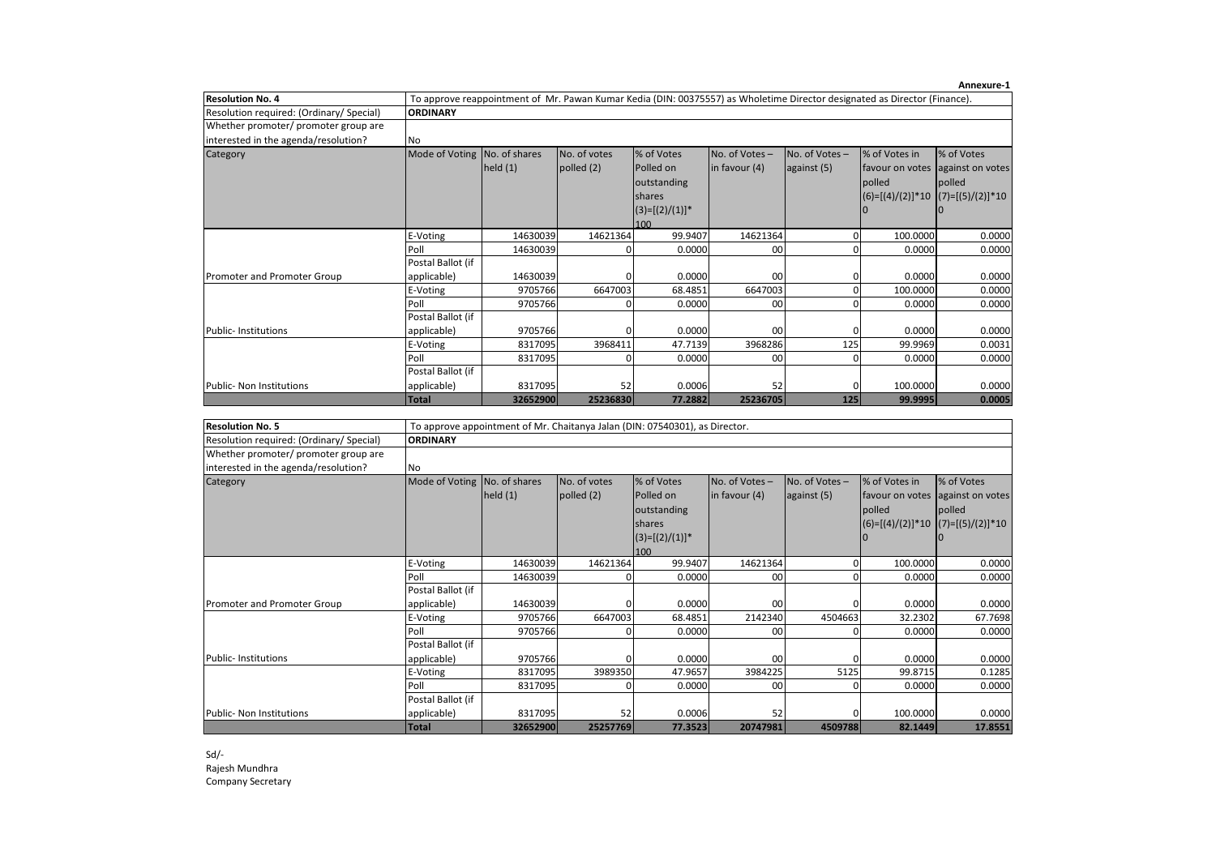**Annexure-1**

| Resolution No. 4 | To approve reappointment of Mr. Pawan Kumar Kedia (DIN: 00375557) as Wholetime Director designated as Director (Finance). | | | | | | | |
|---|---|---|---|---|---|---|---|---|
| Resolution required: (Ordinary/ Special) | **ORDINARY** | | | | | | | |
| Whether promoter/ promoter group are interested in the agenda/resolution? | No | | | | | | | |
| Category | Mode of Voting | No. of shares held (1) | No. of votes polled (2) | % of Votes Polled on outstanding shares (3)=[(2)/(1)]*100 | No. of Votes – in favour (4) | No. of Votes – against (5) | % of Votes in favour on votes polled (6)=[(4)/(2)]*100 | % of Votes against on votes polled (7)=[(5)/(2)]*100 |
| | E-Voting | 14630039 | 14621364 | 99.9407 | 14621364 | 0 | 100.0000 | 0.0000 |
| | Poll | 14630039 | 0 | 0.0000 | 00 | 0 | 0.0000 | 0.0000 |
| Promoter and Promoter Group | Postal Ballot (if applicable) | 14630039 | 0 | 0.0000 | 00 | 0 | 0.0000 | 0.0000 |
| | E-Voting | 9705766 | 6647003 | 68.4851 | 6647003 | 0 | 100.0000 | 0.0000 |
| | Poll | 9705766 | 0 | 0.0000 | 00 | 0 | 0.0000 | 0.0000 |
| Public- Institutions | Postal Ballot (if applicable) | 9705766 | 0 | 0.0000 | 00 | 0 | 0.0000 | 0.0000 |
| | E-Voting | 8317095 | 3968411 | 47.7139 | 3968286 | 125 | 99.9969 | 0.0031 |
| | Poll | 8317095 | 0 | 0.0000 | 00 | 0 | 0.0000 | 0.0000 |
| Public- Non Institutions | Postal Ballot (if applicable) | 8317095 | 52 | 0.0006 | 52 | 0 | 100.0000 | 0.0000 |
| | **Total** | **32652900** | **25236830** | **77.2882** | **25236705** | **125** | **99.9995** | **0.0005** |

| Resolution No. 5 | To approve appointment of Mr. Chaitanya Jalan (DIN: 07540301), as Director. | | | | | | | |
|---|---|---|---|---|---|---|---|---|
| Resolution required: (Ordinary/ Special) | **ORDINARY** | | | | | | | |
| Whether promoter/ promoter group are interested in the agenda/resolution? | No | | | | | | | |
| Category | Mode of Voting | No. of shares held (1) | No. of votes polled (2) | % of Votes Polled on outstanding shares (3)=[(2)/(1)]*100 | No. of Votes – in favour (4) | No. of Votes – against (5) | % of Votes in favour on votes polled (6)=[(4)/(2)]*100 | % of Votes against on votes polled (7)=[(5)/(2)]*100 |
| | E-Voting | 14630039 | 14621364 | 99.9407 | 14621364 | 0 | 100.0000 | 0.0000 |
| | Poll | 14630039 | 0 | 0.0000 | 00 | 0 | 0.0000 | 0.0000 |
| Promoter and Promoter Group | Postal Ballot (if applicable) | 14630039 | 0 | 0.0000 | 00 | 0 | 0.0000 | 0.0000 |
| | E-Voting | 9705766 | 6647003 | 68.4851 | 2142340 | 4504663 | 32.2302 | 67.7698 |
| | Poll | 9705766 | 0 | 0.0000 | 00 | 0 | 0.0000 | 0.0000 |
| Public- Institutions | Postal Ballot (if applicable) | 9705766 | 0 | 0.0000 | 00 | 0 | 0.0000 | 0.0000 |
| | E-Voting | 8317095 | 3989350 | 47.9657 | 3984225 | 5125 | 99.8715 | 0.1285 |
| | Poll | 8317095 | 0 | 0.0000 | 00 | 0 | 0.0000 | 0.0000 |
| Public- Non Institutions | Postal Ballot (if applicable) | 8317095 | 52 | 0.0006 | 52 | 0 | 100.0000 | 0.0000 |
| | **Total** | **32652900** | **25257769** | **77.3523** | **20747981** | **4509788** | **82.1449** | **17.8551** |

Sd/-
Rajesh Mundhra
Company Secretary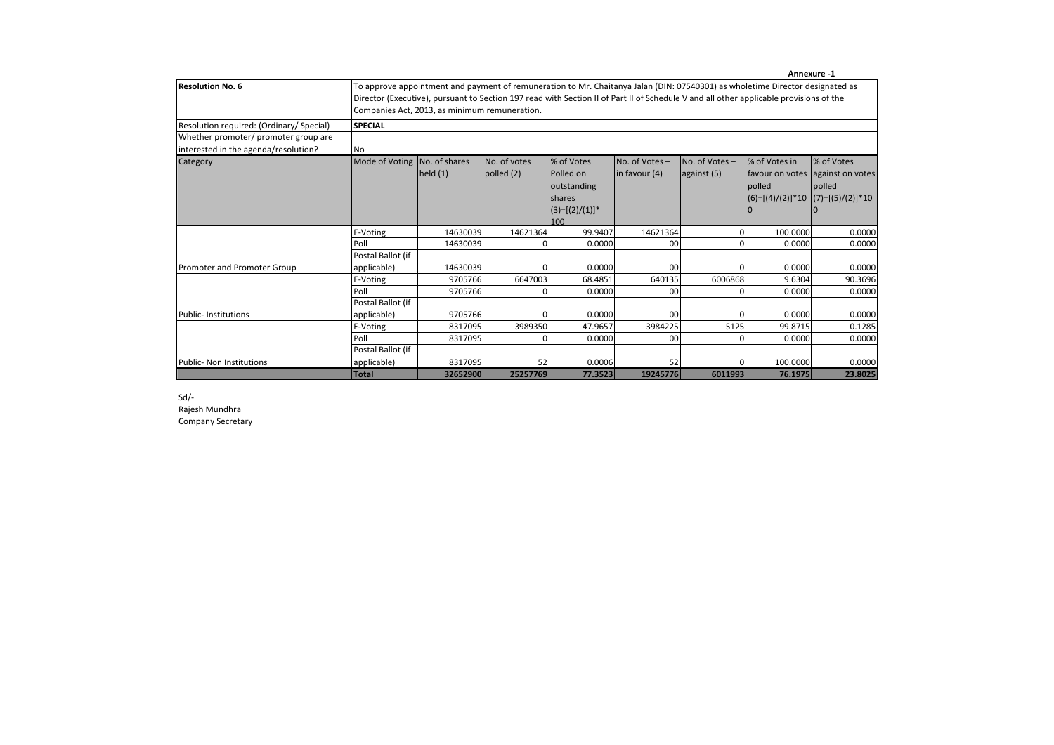**Annexure -1**

| **Resolution No. 6** | To approve appointment and payment of remuneration to Mr. Chaitanya Jalan (DIN: 07540301) as wholetime Director designated as Director (Executive), pursuant to Section 197 read with Section II of Part II of Schedule V and all other applicable provisions of the Companies Act, 2013, as minimum remuneration. | | | | | | | |
|---|---|---|---|---|---|---|---|---|
| Resolution required: (Ordinary/ Special) | **SPECIAL** | | | | | | | |
| Whether promoter/ promoter group are interested in the agenda/resolution? | No | | | | | | | |
| Category | Mode of Voting | No. of shares held (1) | No. of votes polled (2) | % of Votes Polled on outstanding shares (3)=[(2)/(1)]*100 | No. of Votes – in favour (4) | No. of Votes – against (5) | % of Votes in favour on votes polled (6)=[(4)/(2)]*100 | % of Votes against on votes polled (7)=[(5)/(2)]*100 |
| | E-Voting | 14630039 | 14621364 | 99.9407 | 14621364 | 0 | 100.0000 | 0.0000 |
| | Poll | 14630039 | 0 | 0.0000 | 00 | 0 | 0.0000 | 0.0000 |
| Promoter and Promoter Group | Postal Ballot (if applicable) | 14630039 | 0 | 0.0000 | 00 | 0 | 0.0000 | 0.0000 |
| | E-Voting | 9705766 | 6647003 | 68.4851 | 640135 | 6006868 | 9.6304 | 90.3696 |
| | Poll | 9705766 | 0 | 0.0000 | 00 | 0 | 0.0000 | 0.0000 |
| Public- Institutions | Postal Ballot (if applicable) | 9705766 | 0 | 0.0000 | 00 | 0 | 0.0000 | 0.0000 |
| | E-Voting | 8317095 | 3989350 | 47.9657 | 3984225 | 5125 | 99.8715 | 0.1285 |
| | Poll | 8317095 | 0 | 0.0000 | 00 | 0 | 0.0000 | 0.0000 |
| Public- Non Institutions | Postal Ballot (if applicable) | 8317095 | 52 | 0.0006 | 52 | 0 | 100.0000 | 0.0000 |
| | **Total** | **32652900** | **25257769** | **77.3523** | **19245776** | **6011993** | **76.1975** | **23.8025** |

Sd/-
Rajesh Mundhra
Company Secretary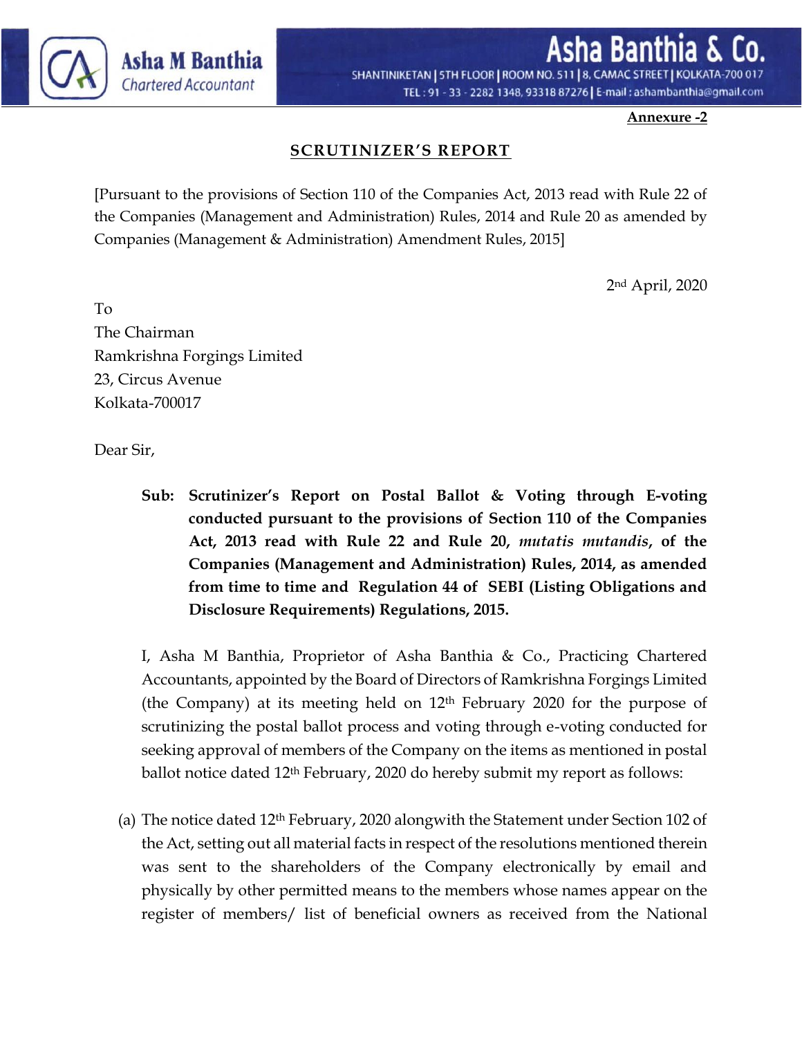**Annexure -2**

## SCRUTINIZER'S REPORT

[Pursuant to the provisions of Section 110 of the Companies Act, 2013 read with Rule 22 of the Companies (Management and Administration) Rules, 2014 and Rule 20 as amended by Companies (Management & Administration) Amendment Rules, 2015]

2nd April, 2020

To
The Chairman
Ramkrishna Forgings Limited
23, Circus Avenue
Kolkata-700017

Dear Sir,

**Sub: Scrutinizer's Report on Postal Ballot & Voting through E-voting conducted pursuant to the provisions of Section 110 of the Companies Act, 2013 read with Rule 22 and Rule 20, *mutatis mutandis*, of the Companies (Management and Administration) Rules, 2014, as amended from time to time and Regulation 44 of SEBI (Listing Obligations and Disclosure Requirements) Regulations, 2015.**

I, Asha M Banthia, Proprietor of Asha Banthia & Co., Practicing Chartered Accountants, appointed by the Board of Directors of Ramkrishna Forgings Limited (the Company) at its meeting held on 12th February 2020 for the purpose of scrutinizing the postal ballot process and voting through e-voting conducted for seeking approval of members of the Company on the items as mentioned in postal ballot notice dated 12th February, 2020 do hereby submit my report as follows:

(a) The notice dated 12th February, 2020 alongwith the Statement under Section 102 of the Act, setting out all material facts in respect of the resolutions mentioned therein was sent to the shareholders of the Company electronically by email and physically by other permitted means to the members whose names appear on the register of members/ list of beneficial owners as received from the National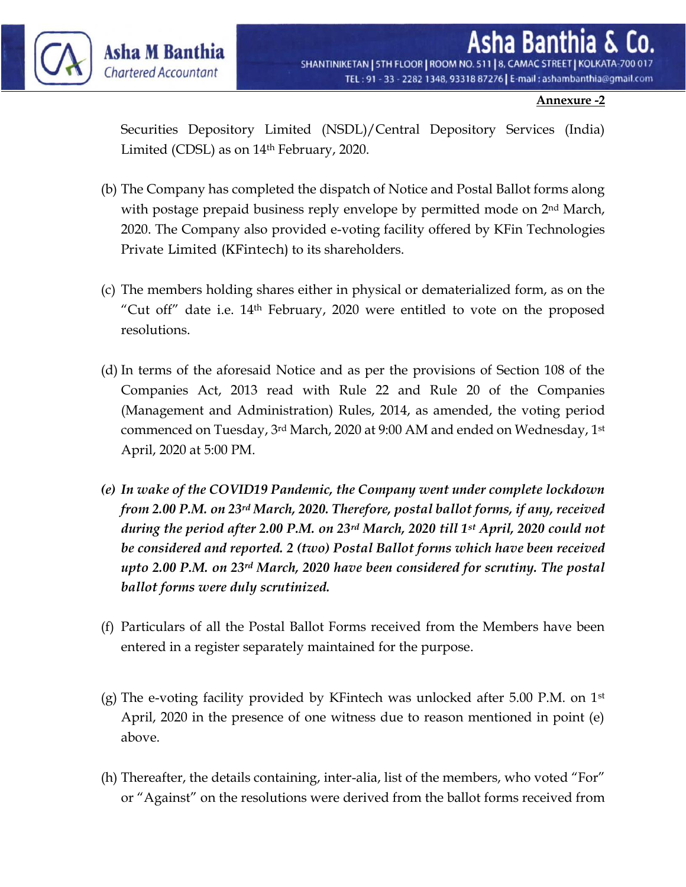**Annexure -2**

Securities Depository Limited (NSDL)/Central Depository Services (India) Limited (CDSL) as on 14th February, 2020.

(b) The Company has completed the dispatch of Notice and Postal Ballot forms along with postage prepaid business reply envelope by permitted mode on 2nd March, 2020. The Company also provided e-voting facility offered by KFin Technologies Private Limited (KFintech) to its shareholders.

(c) The members holding shares either in physical or dematerialized form, as on the "Cut off" date i.e. 14th February, 2020 were entitled to vote on the proposed resolutions.

(d) In terms of the aforesaid Notice and as per the provisions of Section 108 of the Companies Act, 2013 read with Rule 22 and Rule 20 of the Companies (Management and Administration) Rules, 2014, as amended, the voting period commenced on Tuesday, 3rd March, 2020 at 9:00 AM and ended on Wednesday, 1st April, 2020 at 5:00 PM.

***(e) In wake of the COVID19 Pandemic, the Company went under complete lockdown from 2.00 P.M. on 23rd March, 2020. Therefore, postal ballot forms, if any, received during the period after 2.00 P.M. on 23rd March, 2020 till 1st April, 2020 could not be considered and reported. 2 (two) Postal Ballot forms which have been received upto 2.00 P.M. on 23rd March, 2020 have been considered for scrutiny. The postal ballot forms were duly scrutinized.***

(f) Particulars of all the Postal Ballot Forms received from the Members have been entered in a register separately maintained for the purpose.

(g) The e-voting facility provided by KFintech was unlocked after 5.00 P.M. on 1st April, 2020 in the presence of one witness due to reason mentioned in point (e) above.

(h) Thereafter, the details containing, inter-alia, list of the members, who voted "For" or "Against" on the resolutions were derived from the ballot forms received from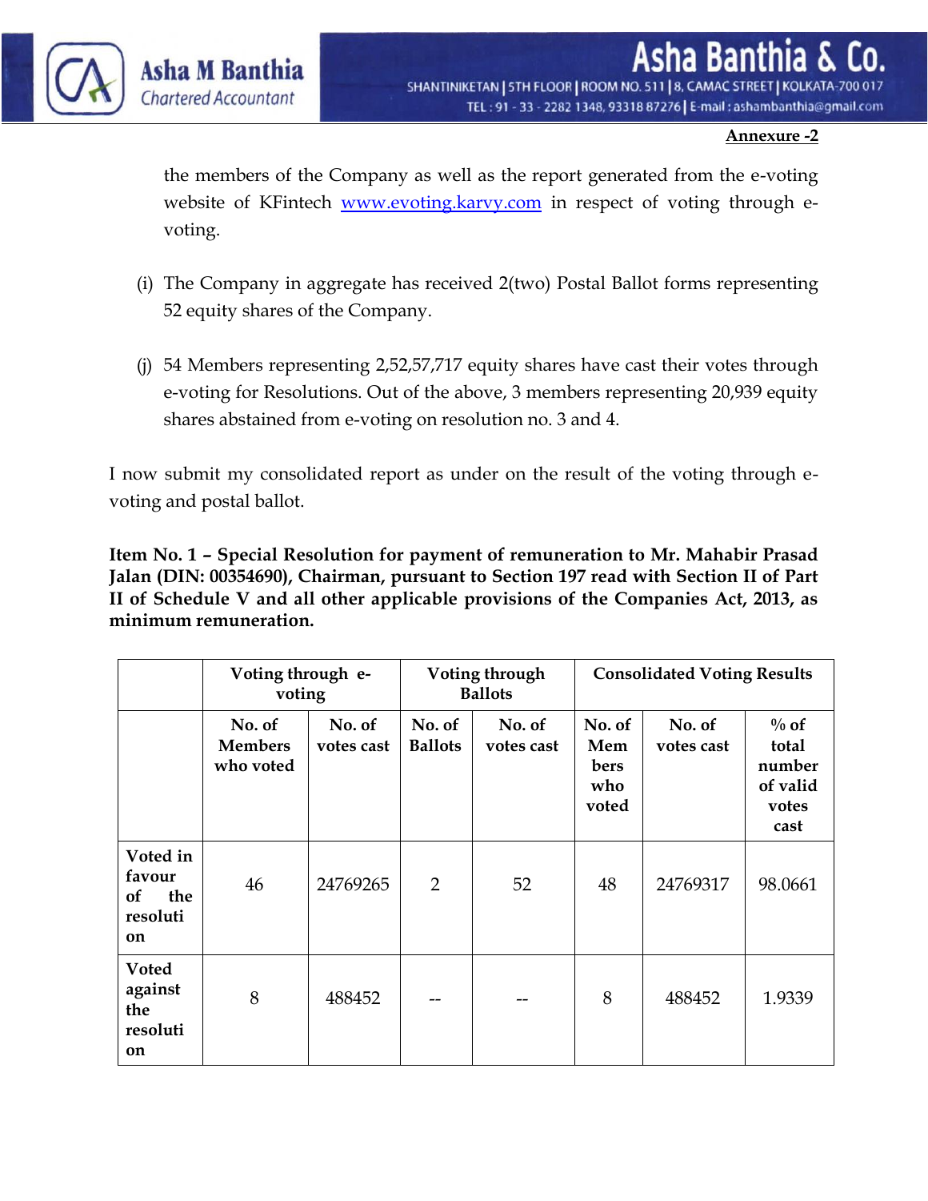**Annexure -2**

the members of the Company as well as the report generated from the e-voting website of KFintech www.evoting.karvy.com in respect of voting through e-voting.

(i) The Company in aggregate has received 2(two) Postal Ballot forms representing 52 equity shares of the Company.

(j) 54 Members representing 2,52,57,717 equity shares have cast their votes through e-voting for Resolutions. Out of the above, 3 members representing 20,939 equity shares abstained from e-voting on resolution no. 3 and 4.

I now submit my consolidated report as under on the result of the voting through e-voting and postal ballot.

**Item No. 1 – Special Resolution for payment of remuneration to Mr. Mahabir Prasad Jalan (DIN: 00354690), Chairman, pursuant to Section 197 read with Section II of Part II of Schedule V and all other applicable provisions of the Companies Act, 2013, as minimum remuneration.**

| | Voting through e-voting | | Voting through Ballots | | Consolidated Voting Results | | |
|---|---|---|---|---|---|---|---|
| | No. of Members who voted | No. of votes cast | No. of Ballots | No. of votes cast | No. of Members who voted | No. of votes cast | % of total number of valid votes cast |
| Voted in favour of the resolution | 46 | 24769265 | 2 | 52 | 48 | 24769317 | 98.0661 |
| Voted against the resolution | 8 | 488452 | -- | -- | 8 | 488452 | 1.9339 |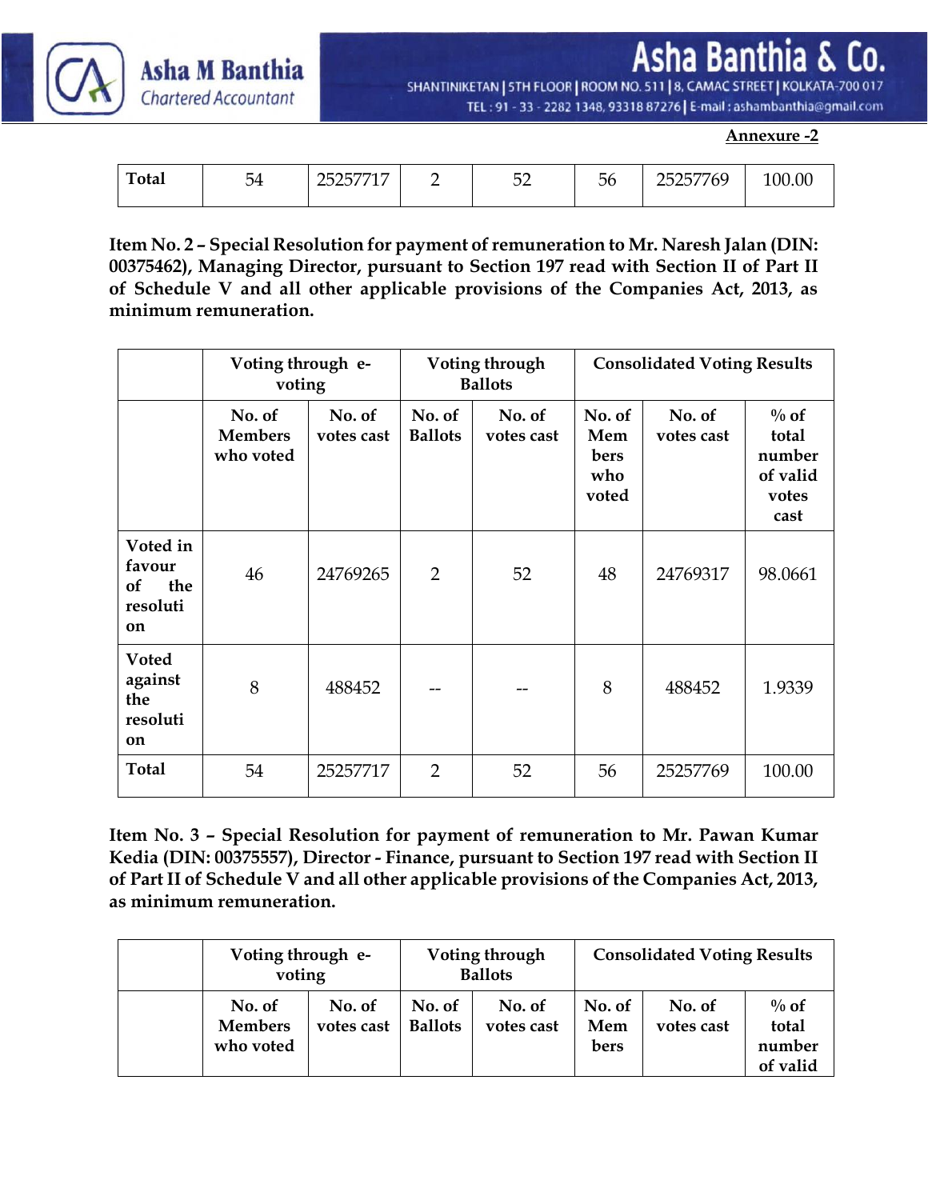**Annexure -2**

| Total | 54 | 25257717 | 2 | 52 | 56 | 25257769 | 100.00 |
|---|---|---|---|---|---|---|---|

**Item No. 2 – Special Resolution for payment of remuneration to Mr. Naresh Jalan (DIN: 00375462), Managing Director, pursuant to Section 197 read with Section II of Part II of Schedule V and all other applicable provisions of the Companies Act, 2013, as minimum remuneration.**

| | Voting through e-voting | | Voting through Ballots | | Consolidated Voting Results | | |
|---|---|---|---|---|---|---|---|
| | No. of Members who voted | No. of votes cast | No. of Ballots | No. of votes cast | No. of Members who voted | No. of votes cast | % of total number of valid votes cast |
| Voted in favour of the resolution | 46 | 24769265 | 2 | 52 | 48 | 24769317 | 98.0661 |
| Voted against the resolution | 8 | 488452 | -- | -- | 8 | 488452 | 1.9339 |
| Total | 54 | 25257717 | 2 | 52 | 56 | 25257769 | 100.00 |

**Item No. 3 – Special Resolution for payment of remuneration to Mr. Pawan Kumar Kedia (DIN: 00375557), Director - Finance, pursuant to Section 197 read with Section II of Part II of Schedule V and all other applicable provisions of the Companies Act, 2013, as minimum remuneration.**

| | Voting through e-voting | | Voting through Ballots | | Consolidated Voting Results | | |
|---|---|---|---|---|---|---|---|
| | No. of Members who voted | No. of votes cast | No. of Ballots | No. of votes cast | No. of Members | No. of votes cast | % of total number of valid |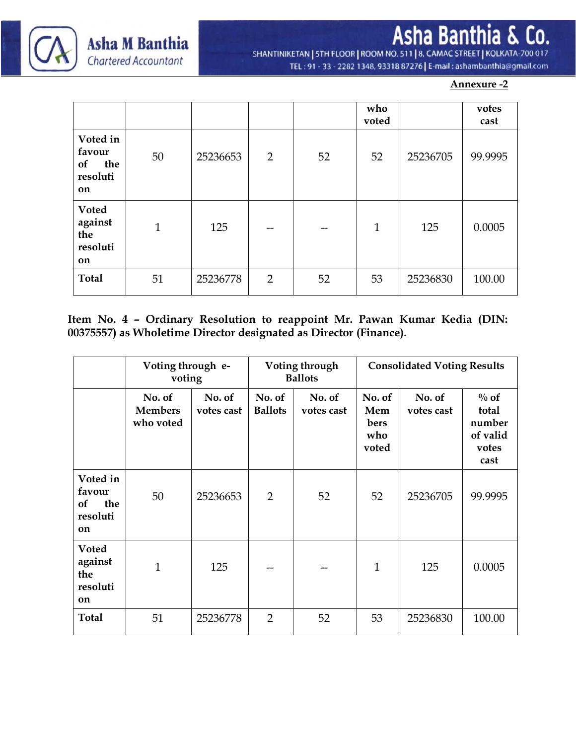**Annexure -2**

| | | | | | who voted | | votes cast |
|---|---|---|---|---|---|---|---|
| Voted in favour of the resolution | 50 | 25236653 | 2 | 52 | 52 | 25236705 | 99.9995 |
| Voted against the resolution | 1 | 125 | -- | -- | 1 | 125 | 0.0005 |
| **Total** | 51 | 25236778 | 2 | 52 | 53 | 25236830 | 100.00 |

**Item No. 4 – Ordinary Resolution to reappoint Mr. Pawan Kumar Kedia (DIN: 00375557) as Wholetime Director designated as Director (Finance).**

| | Voting through e-voting | | Voting through Ballots | | Consolidated Voting Results | | |
|---|---|---|---|---|---|---|---|
| | No. of Members who voted | No. of votes cast | No. of Ballots | No. of votes cast | No. of Members who voted | No. of votes cast | % of total number of valid votes cast |
| Voted in favour of the resolution | 50 | 25236653 | 2 | 52 | 52 | 25236705 | 99.9995 |
| Voted against the resolution | 1 | 125 | -- | -- | 1 | 125 | 0.0005 |
| **Total** | 51 | 25236778 | 2 | 52 | 53 | 25236830 | 100.00 |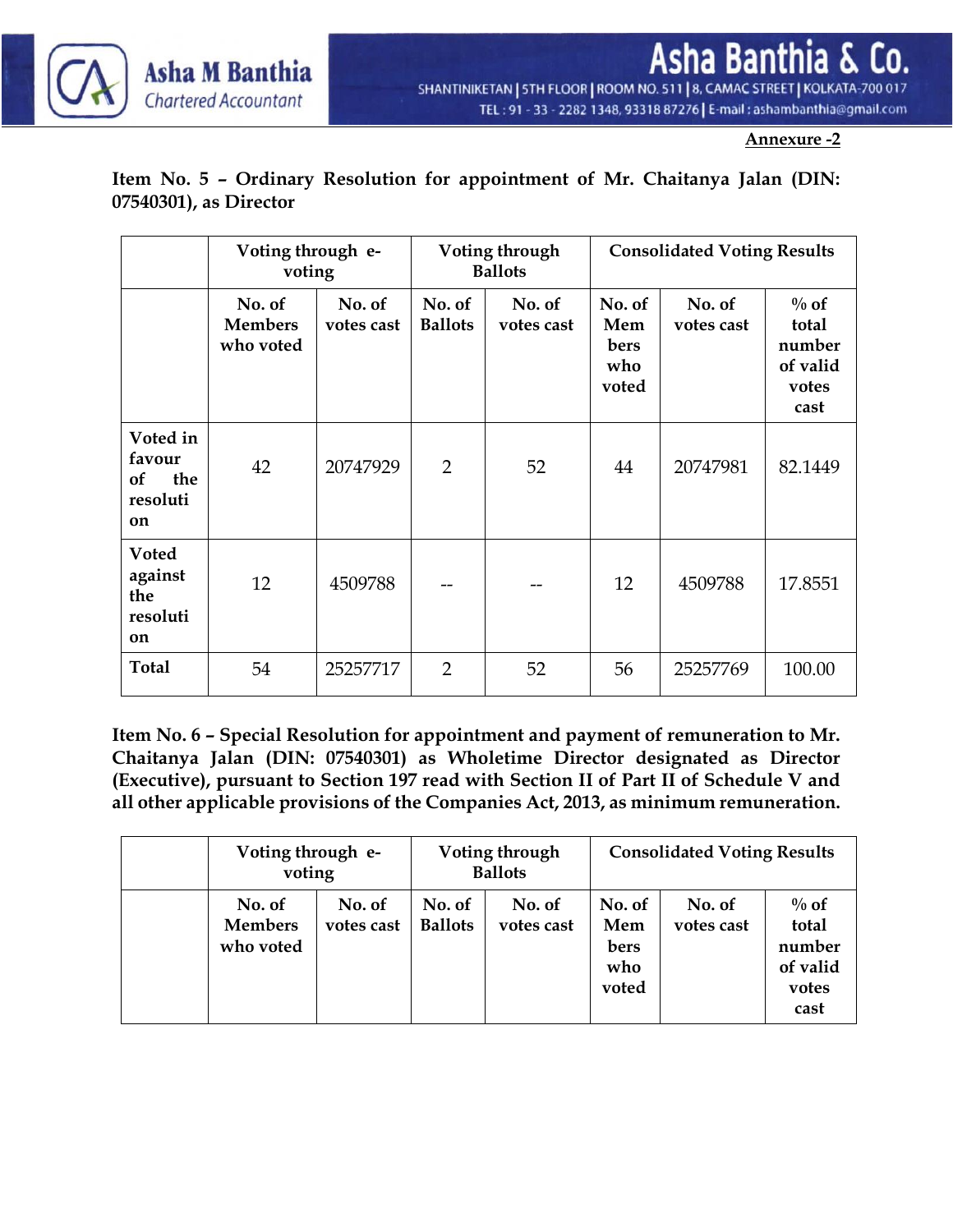Annexure -2

**Item No. 5 – Ordinary Resolution for appointment of Mr. Chaitanya Jalan (DIN: 07540301), as Director**

| | Voting through e-voting | | Voting through Ballots | | Consolidated Voting Results | | |
|---|---|---|---|---|---|---|---|
| | No. of Members who voted | No. of votes cast | No. of Ballots | No. of votes cast | No. of Members who voted | No. of votes cast | % of total number of valid votes cast |
| Voted in favour of the resolution | 42 | 20747929 | 2 | 52 | 44 | 20747981 | 82.1449 |
| Voted against the resolution | 12 | 4509788 | -- | -- | 12 | 4509788 | 17.8551 |
| **Total** | 54 | 25257717 | 2 | 52 | 56 | 25257769 | 100.00 |

**Item No. 6 – Special Resolution for appointment and payment of remuneration to Mr. Chaitanya Jalan (DIN: 07540301) as Wholetime Director designated as Director (Executive), pursuant to Section 197 read with Section II of Part II of Schedule V and all other applicable provisions of the Companies Act, 2013, as minimum remuneration.**

| | Voting through e-voting | | Voting through Ballots | | Consolidated Voting Results | | |
|---|---|---|---|---|---|---|---|
| | No. of Members who voted | No. of votes cast | No. of Ballots | No. of votes cast | No. of Members who voted | No. of votes cast | % of total number of valid votes cast |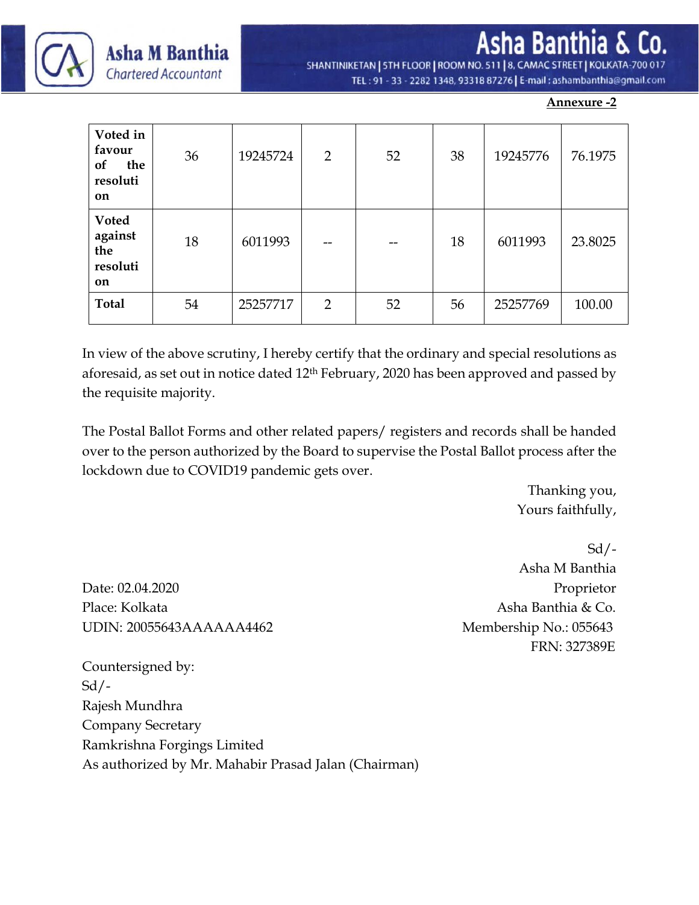Annexure -2

| | | | | | | | |
|---|---|---|---|---|---|---|---|
| **Voted in favour of the resolution** | 36 | 19245724 | 2 | 52 | 38 | 19245776 | 76.1975 |
| **Voted against the resolution** | 18 | 6011993 | -- | -- | 18 | 6011993 | 23.8025 |
| **Total** | 54 | 25257717 | 2 | 52 | 56 | 25257769 | 100.00 |

In view of the above scrutiny, I hereby certify that the ordinary and special resolutions as aforesaid, as set out in notice dated 12th February, 2020 has been approved and passed by the requisite majority.

The Postal Ballot Forms and other related papers/ registers and records shall be handed over to the person authorized by the Board to supervise the Postal Ballot process after the lockdown due to COVID19 pandemic gets over.

Thanking you,
Yours faithfully,

Sd/-
Asha M Banthia
Proprietor
Asha Banthia & Co.
Membership No.: 055643
FRN: 327389E

Date: 02.04.2020
Place: Kolkata
UDIN: 20055643AAAAAA4462

Countersigned by:
Sd/-
Rajesh Mundhra
Company Secretary
Ramkrishna Forgings Limited
As authorized by Mr. Mahabir Prasad Jalan (Chairman)